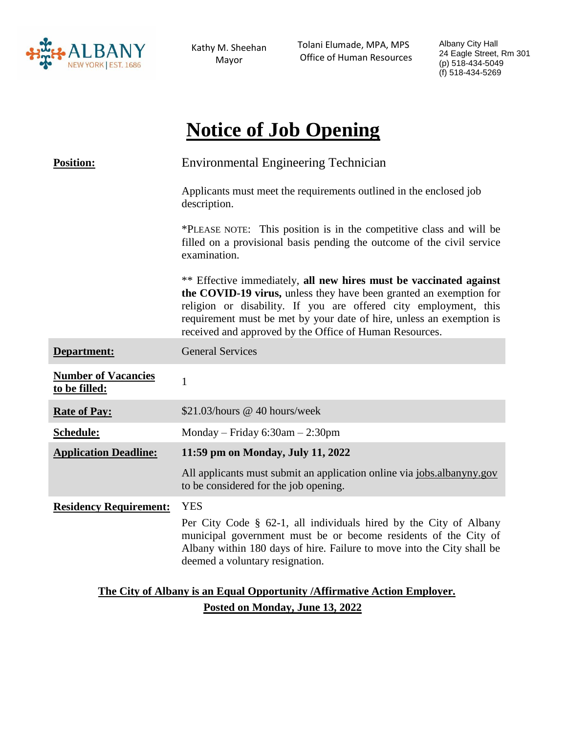ALBANY NEW YORK | EST. 1686

Kathy M. Sheehan
Mayor

Tolani Elumade, MPA, MPS
Office of Human Resources

Albany City Hall
24 Eagle Street, Rm 301
(p) 518-434-5049
(f) 518-434-5269

# Notice of Job Opening

| | |
|---|---|
| **Position:** | Environmental Engineering Technician<br><br>Applicants must meet the requirements outlined in the enclosed job description.<br><br>*PLEASE NOTE: This position is in the competitive class and will be filled on a provisional basis pending the outcome of the civil service examination.<br><br>** Effective immediately, **all new hires must be vaccinated against the COVID-19 virus,** unless they have been granted an exemption for religion or disability. If you are offered city employment, this requirement must be met by your date of hire, unless an exemption is received and approved by the Office of Human Resources. |
| **Department:** | General Services |
| **Number of Vacancies to be filled:** | 1 |
| **Rate of Pay:** | $21.03/hours @ 40 hours/week |
| **Schedule:** | Monday – Friday 6:30am – 2:30pm |
| **Application Deadline:** | **11:59 pm on Monday, July 11, 2022**<br><br>All applicants must submit an application online via jobs.albanyny.gov to be considered for the job opening. |
| **Residency Requirement:** | YES<br><br>Per City Code § 62-1, all individuals hired by the City of Albany municipal government must be or become residents of the City of Albany within 180 days of hire. Failure to move into the City shall be deemed a voluntary resignation. |

**The City of Albany is an Equal Opportunity /Affirmative Action Employer.**

**Posted on Monday, June 13, 2022**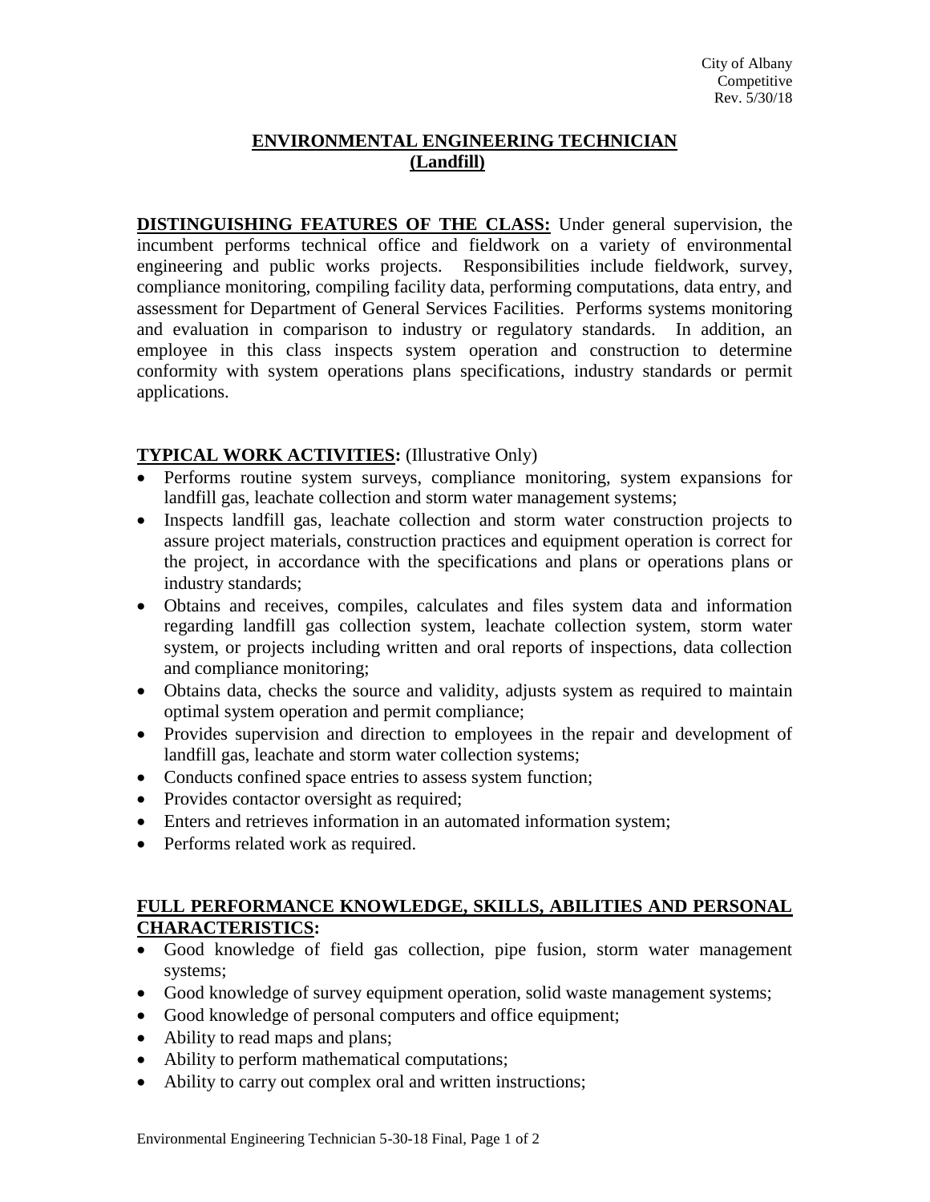City of Albany
Competitive
Rev. 5/30/18

# ENVIRONMENTAL ENGINEERING TECHNICIAN (Landfill)

**DISTINGUISHING FEATURES OF THE CLASS:** Under general supervision, the incumbent performs technical office and fieldwork on a variety of environmental engineering and public works projects. Responsibilities include fieldwork, survey, compliance monitoring, compiling facility data, performing computations, data entry, and assessment for Department of General Services Facilities. Performs systems monitoring and evaluation in comparison to industry or regulatory standards. In addition, an employee in this class inspects system operation and construction to determine conformity with system operations plans specifications, industry standards or permit applications.

## TYPICAL WORK ACTIVITIES: (Illustrative Only)

- Performs routine system surveys, compliance monitoring, system expansions for landfill gas, leachate collection and storm water management systems;
- Inspects landfill gas, leachate collection and storm water construction projects to assure project materials, construction practices and equipment operation is correct for the project, in accordance with the specifications and plans or operations plans or industry standards;
- Obtains and receives, compiles, calculates and files system data and information regarding landfill gas collection system, leachate collection system, storm water system, or projects including written and oral reports of inspections, data collection and compliance monitoring;
- Obtains data, checks the source and validity, adjusts system as required to maintain optimal system operation and permit compliance;
- Provides supervision and direction to employees in the repair and development of landfill gas, leachate and storm water collection systems;
- Conducts confined space entries to assess system function;
- Provides contactor oversight as required;
- Enters and retrieves information in an automated information system;
- Performs related work as required.

## FULL PERFORMANCE KNOWLEDGE, SKILLS, ABILITIES AND PERSONAL CHARACTERISTICS:

- Good knowledge of field gas collection, pipe fusion, storm water management systems;
- Good knowledge of survey equipment operation, solid waste management systems;
- Good knowledge of personal computers and office equipment;
- Ability to read maps and plans;
- Ability to perform mathematical computations;
- Ability to carry out complex oral and written instructions;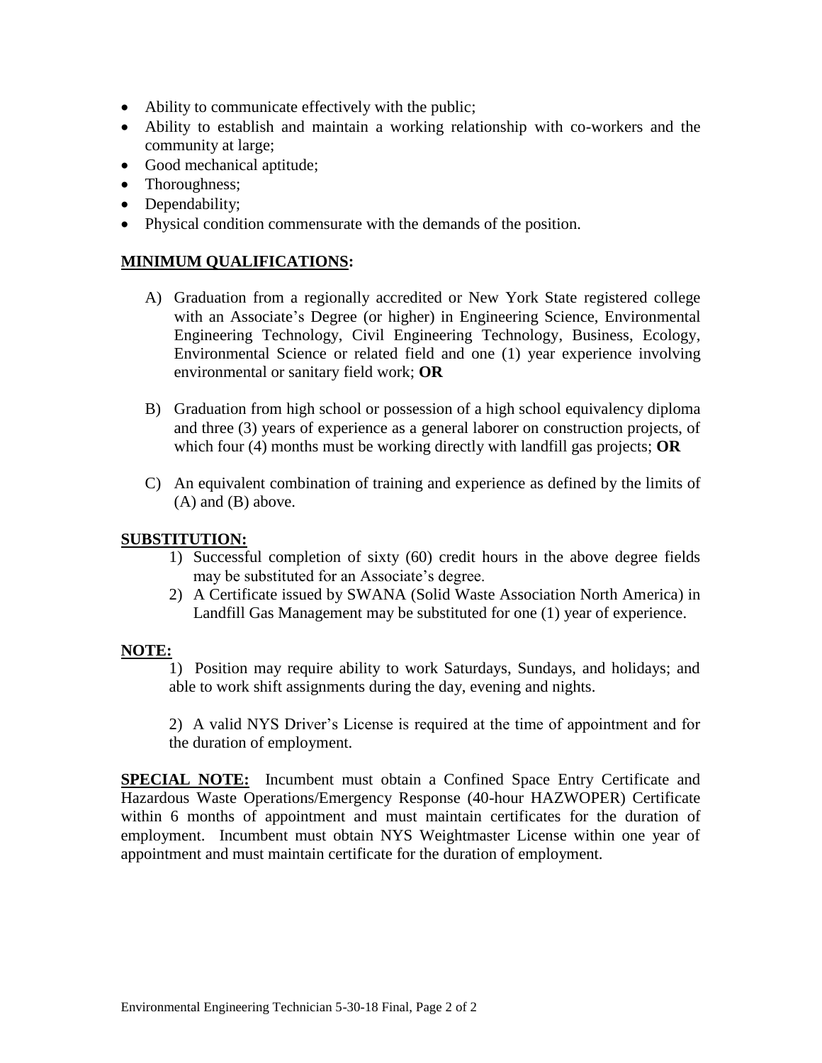- Ability to communicate effectively with the public;
- Ability to establish and maintain a working relationship with co-workers and the community at large;
- Good mechanical aptitude;
- Thoroughness;
- Dependability;
- Physical condition commensurate with the demands of the position.

## MINIMUM QUALIFICATIONS:

A) Graduation from a regionally accredited or New York State registered college with an Associate's Degree (or higher) in Engineering Science, Environmental Engineering Technology, Civil Engineering Technology, Business, Ecology, Environmental Science or related field and one (1) year experience involving environmental or sanitary field work; **OR**

B) Graduation from high school or possession of a high school equivalency diploma and three (3) years of experience as a general laborer on construction projects, of which four (4) months must be working directly with landfill gas projects; **OR**

C) An equivalent combination of training and experience as defined by the limits of (A) and (B) above.

## SUBSTITUTION:

1) Successful completion of sixty (60) credit hours in the above degree fields may be substituted for an Associate's degree.
2) A Certificate issued by SWANA (Solid Waste Association North America) in Landfill Gas Management may be substituted for one (1) year of experience.

## NOTE:

1) Position may require ability to work Saturdays, Sundays, and holidays; and able to work shift assignments during the day, evening and nights.

2) A valid NYS Driver's License is required at the time of appointment and for the duration of employment.

**SPECIAL NOTE:** Incumbent must obtain a Confined Space Entry Certificate and Hazardous Waste Operations/Emergency Response (40-hour HAZWOPER) Certificate within 6 months of appointment and must maintain certificates for the duration of employment. Incumbent must obtain NYS Weightmaster License within one year of appointment and must maintain certificate for the duration of employment.